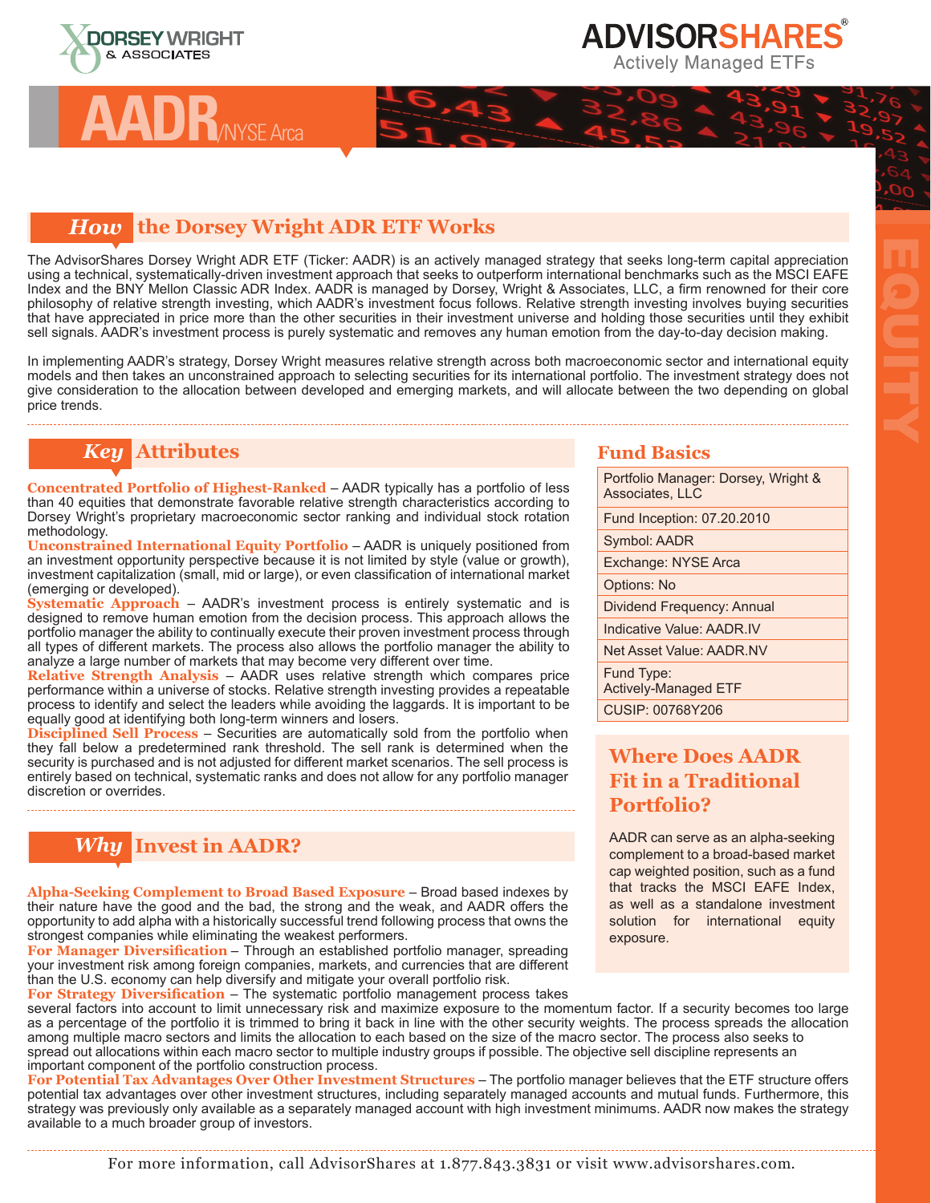DORSEY WRIGHT & ASSOCIATES

ADVISORSHARES® Actively Managed ETFs

# AADR/NYSE Arca

EQUITY

## How the Dorsey Wright ADR ETF Works

The AdvisorShares Dorsey Wright ADR ETF (Ticker: AADR) is an actively managed strategy that seeks long-term capital appreciation using a technical, systematically-driven investment approach that seeks to outperform international benchmarks such as the MSCI EAFE Index and the BNY Mellon Classic ADR Index. AADR is managed by Dorsey, Wright & Associates, LLC, a firm renowned for their core philosophy of relative strength investing, which AADR's investment focus follows. Relative strength investing involves buying securities that have appreciated in price more than the other securities in their investment universe and holding those securities until they exhibit sell signals. AADR's investment process is purely systematic and removes any human emotion from the day-to-day decision making.

In implementing AADR's strategy, Dorsey Wright measures relative strength across both macroeconomic sector and international equity models and then takes an unconstrained approach to selecting securities for its international portfolio. The investment strategy does not give consideration to the allocation between developed and emerging markets, and will allocate between the two depending on global price trends.

## Key Attributes

**Concentrated Portfolio of Highest-Ranked** – AADR typically has a portfolio of less than 40 equities that demonstrate favorable relative strength characteristics according to Dorsey Wright's proprietary macroeconomic sector ranking and individual stock rotation methodology.

**Unconstrained International Equity Portfolio** – AADR is uniquely positioned from an investment opportunity perspective because it is not limited by style (value or growth), investment capitalization (small, mid or large), or even classification of international market (emerging or developed).

**Systematic Approach** – AADR's investment process is entirely systematic and is designed to remove human emotion from the decision process. This approach allows the portfolio manager the ability to continually execute their proven investment process through all types of different markets. The process also allows the portfolio manager the ability to analyze a large number of markets that may become very different over time.

**Relative Strength Analysis** – AADR uses relative strength which compares price performance within a universe of stocks. Relative strength investing provides a repeatable process to identify and select the leaders while avoiding the laggards. It is important to be equally good at identifying both long-term winners and losers.

**Disciplined Sell Process** – Securities are automatically sold from the portfolio when they fall below a predetermined rank threshold. The sell rank is determined when the security is purchased and is not adjusted for different market scenarios. The sell process is entirely based on technical, systematic ranks and does not allow for any portfolio manager discretion or overrides.

## Fund Basics

| |
|---|
| Portfolio Manager: Dorsey, Wright & Associates, LLC |
| Fund Inception: 07.20.2010 |
| Symbol: AADR |
| Exchange: NYSE Arca |
| Options: No |
| Dividend Frequency: Annual |
| Indicative Value: AADR.IV |
| Net Asset Value: AADR.NV |
| Fund Type: Actively-Managed ETF |
| CUSIP: 00768Y206 |

## Where Does AADR Fit in a Traditional Portfolio?

AADR can serve as an alpha-seeking complement to a broad-based market cap weighted position, such as a fund that tracks the MSCI EAFE Index, as well as a standalone investment solution for international equity exposure.

## Why Invest in AADR?

**Alpha-Seeking Complement to Broad Based Exposure** – Broad based indexes by their nature have the good and the bad, the strong and the weak, and AADR offers the opportunity to add alpha with a historically successful trend following process that owns the strongest companies while eliminating the weakest performers.

**For Manager Diversification** – Through an established portfolio manager, spreading your investment risk among foreign companies, markets, and currencies that are different than the U.S. economy can help diversify and mitigate your overall portfolio risk.

**For Strategy Diversification** – The systematic portfolio management process takes several factors into account to limit unnecessary risk and maximize exposure to the momentum factor. If a security becomes too large as a percentage of the portfolio it is trimmed to bring it back in line with the other security weights. The process spreads the allocation among multiple macro sectors and limits the allocation to each based on the size of the macro sector. The process also seeks to spread out allocations within each macro sector to multiple industry groups if possible. The objective sell discipline represents an important component of the portfolio construction process.

**For Potential Tax Advantages Over Other Investment Structures** – The portfolio manager believes that the ETF structure offers potential tax advantages over other investment structures, including separately managed accounts and mutual funds. Furthermore, this strategy was previously only available as a separately managed account with high investment minimums. AADR now makes the strategy available to a much broader group of investors.

For more information, call AdvisorShares at 1.877.843.3831 or visit www.advisorshares.com.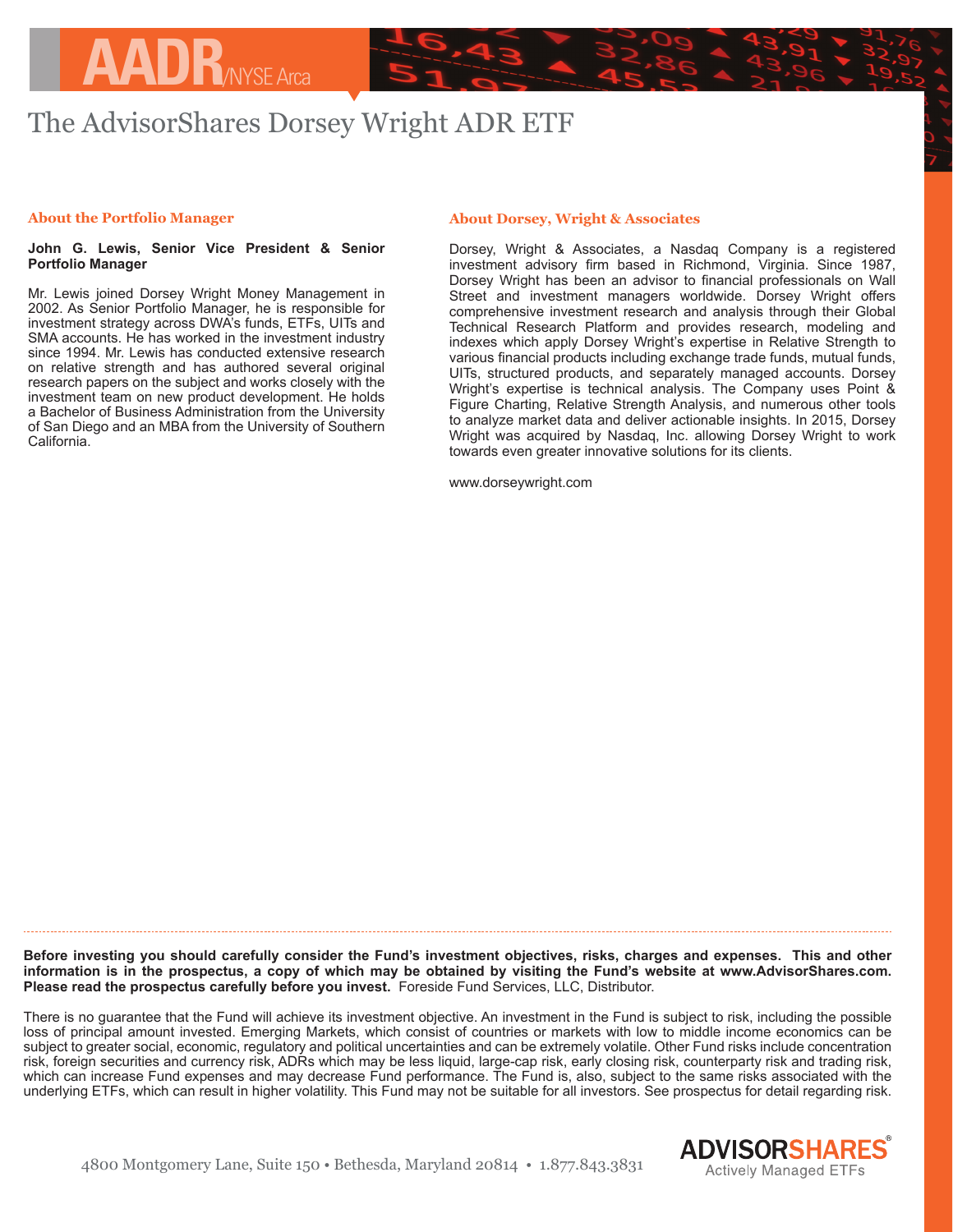# AADR/NYSE Arca

## The AdvisorShares Dorsey Wright ADR ETF

### About the Portfolio Manager

**John G. Lewis, Senior Vice President & Senior Portfolio Manager**

Mr. Lewis joined Dorsey Wright Money Management in 2002. As Senior Portfolio Manager, he is responsible for investment strategy across DWA's funds, ETFs, UITs and SMA accounts. He has worked in the investment industry since 1994. Mr. Lewis has conducted extensive research on relative strength and has authored several original research papers on the subject and works closely with the investment team on new product development. He holds a Bachelor of Business Administration from the University of San Diego and an MBA from the University of Southern California.

### About Dorsey, Wright & Associates

Dorsey, Wright & Associates, a Nasdaq Company is a registered investment advisory firm based in Richmond, Virginia. Since 1987, Dorsey Wright has been an advisor to financial professionals on Wall Street and investment managers worldwide. Dorsey Wright offers comprehensive investment research and analysis through their Global Technical Research Platform and provides research, modeling and indexes which apply Dorsey Wright's expertise in Relative Strength to various financial products including exchange trade funds, mutual funds, UITs, structured products, and separately managed accounts. Dorsey Wright's expertise is technical analysis. The Company uses Point & Figure Charting, Relative Strength Analysis, and numerous other tools to analyze market data and deliver actionable insights. In 2015, Dorsey Wright was acquired by Nasdaq, Inc. allowing Dorsey Wright to work towards even greater innovative solutions for its clients.

www.dorseywright.com

**Before investing you should carefully consider the Fund's investment objectives, risks, charges and expenses. This and other information is in the prospectus, a copy of which may be obtained by visiting the Fund's website at www.AdvisorShares.com. Please read the prospectus carefully before you invest.** Foreside Fund Services, LLC, Distributor.

There is no guarantee that the Fund will achieve its investment objective. An investment in the Fund is subject to risk, including the possible loss of principal amount invested. Emerging Markets, which consist of countries or markets with low to middle income economics can be subject to greater social, economic, regulatory and political uncertainties and can be extremely volatile. Other Fund risks include concentration risk, foreign securities and currency risk, ADRs which may be less liquid, large-cap risk, early closing risk, counterparty risk and trading risk, which can increase Fund expenses and may decrease Fund performance. The Fund is, also, subject to the same risks associated with the underlying ETFs, which can result in higher volatility. This Fund may not be suitable for all investors. See prospectus for detail regarding risk.

4800 Montgomery Lane, Suite 150 • Bethesda, Maryland 20814 • 1.877.843.3831

ADVISORSHARES® Actively Managed ETFs